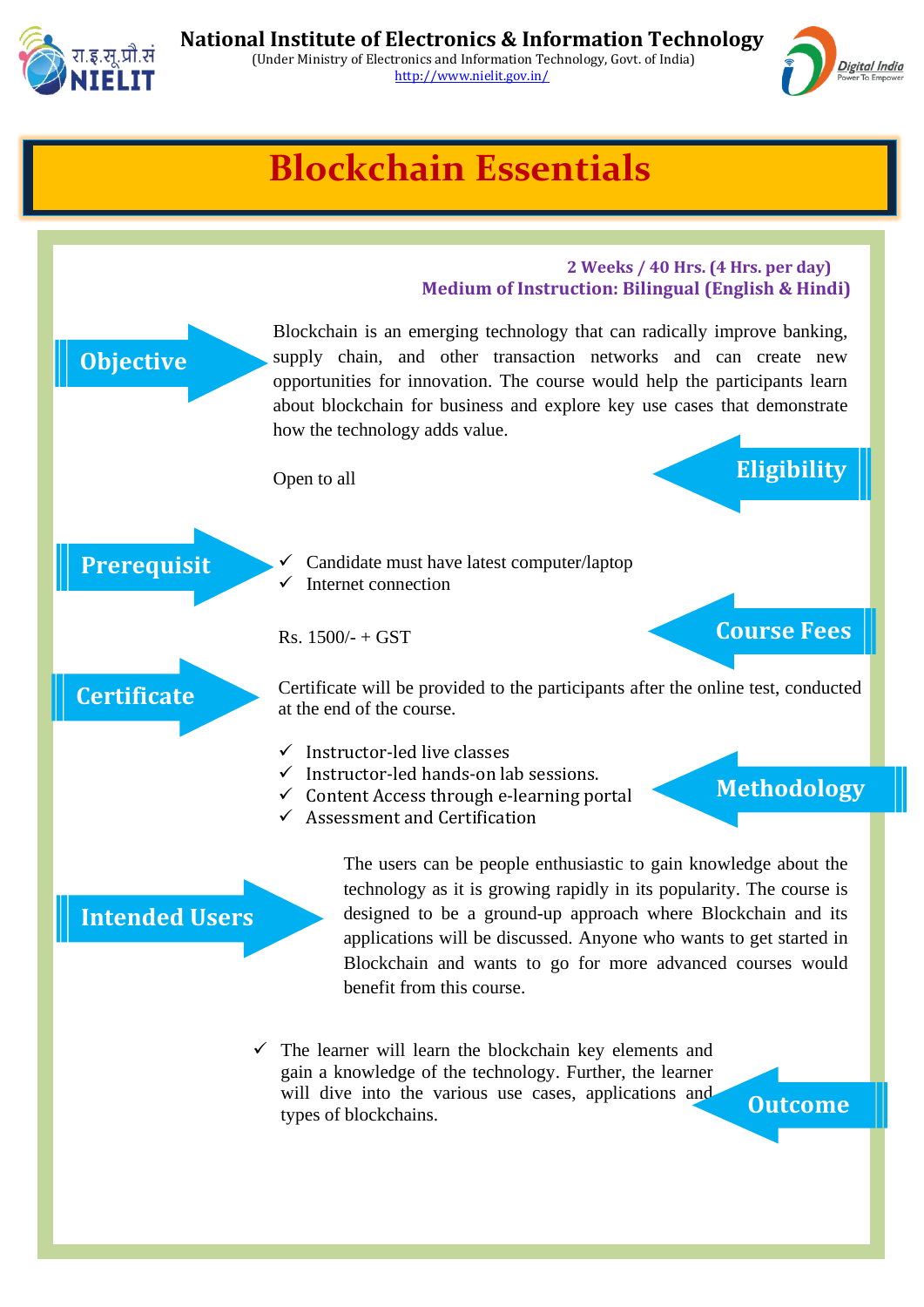**National Institute of Electronics & Information Technology**

(Under Ministry of Electronics and Information Technology, Govt. of India)

http://www.nielit.gov.in/

# Blockchain Essentials

**2 Weeks / 40 Hrs. (4 Hrs. per day)**

**Medium of Instruction: Bilingual (English & Hindi)**

## Objective

Blockchain is an emerging technology that can radically improve banking, supply chain, and other transaction networks and can create new opportunities for innovation. The course would help the participants learn about blockchain for business and explore key use cases that demonstrate how the technology adds value.

## Eligibility

Open to all

## Prerequisit

- ✓ Candidate must have latest computer/laptop
- ✓ Internet connection

## Course Fees

Rs. 1500/- + GST

## Certificate

Certificate will be provided to the participants after the online test, conducted at the end of the course.

## Methodology

- ✓ Instructor-led live classes
- ✓ Instructor-led hands-on lab sessions.
- ✓ Content Access through e-learning portal
- ✓ Assessment and Certification

## Intended Users

The users can be people enthusiastic to gain knowledge about the technology as it is growing rapidly in its popularity. The course is designed to be a ground-up approach where Blockchain and its applications will be discussed. Anyone who wants to get started in Blockchain and wants to go for more advanced courses would benefit from this course.

## Outcome

- ✓ The learner will learn the blockchain key elements and gain a knowledge of the technology. Further, the learner will dive into the various use cases, applications and types of blockchains.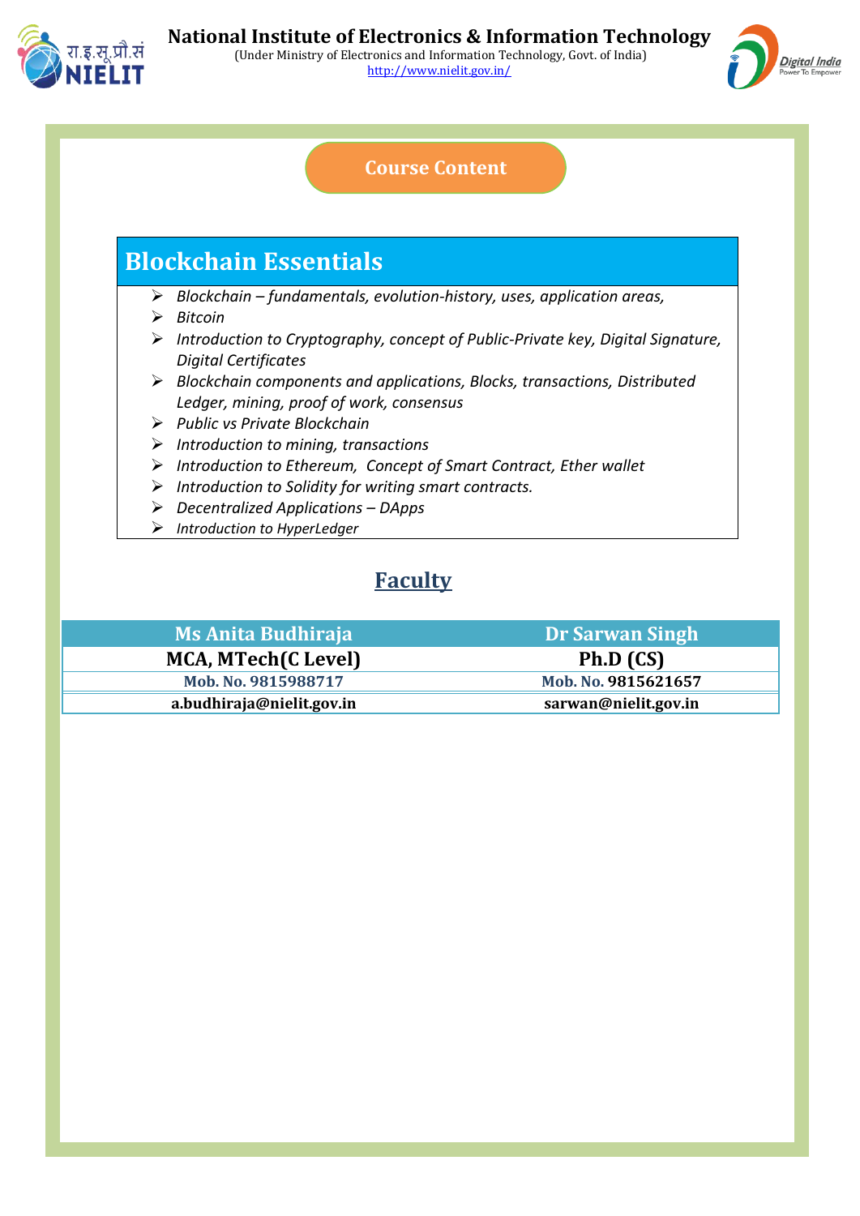National Institute of Electronics & Information Technology
(Under Ministry of Electronics and Information Technology, Govt. of India)
http://www.nielit.gov.in/

## Course Content

### Blockchain Essentials

- *Blockchain – fundamentals, evolution-history, uses, application areas,*
- *Bitcoin*
- *Introduction to Cryptography, concept of Public-Private key, Digital Signature, Digital Certificates*
- *Blockchain components and applications, Blocks, transactions, Distributed Ledger, mining, proof of work, consensus*
- *Public vs Private Blockchain*
- *Introduction to mining, transactions*
- *Introduction to Ethereum, Concept of Smart Contract, Ether wallet*
- *Introduction to Solidity for writing smart contracts.*
- *Decentralized Applications – DApps*
- *Introduction to HyperLedger*

## Faculty

| Ms Anita Budhiraja | Dr Sarwan Singh |
|---|---|
| **MCA, MTech(C Level)** | **Ph.D (CS)** |
| **Mob. No. 9815988717** | **Mob. No. 9815621657** |
| **a.budhiraja@nielit.gov.in** | **sarwan@nielit.gov.in** |